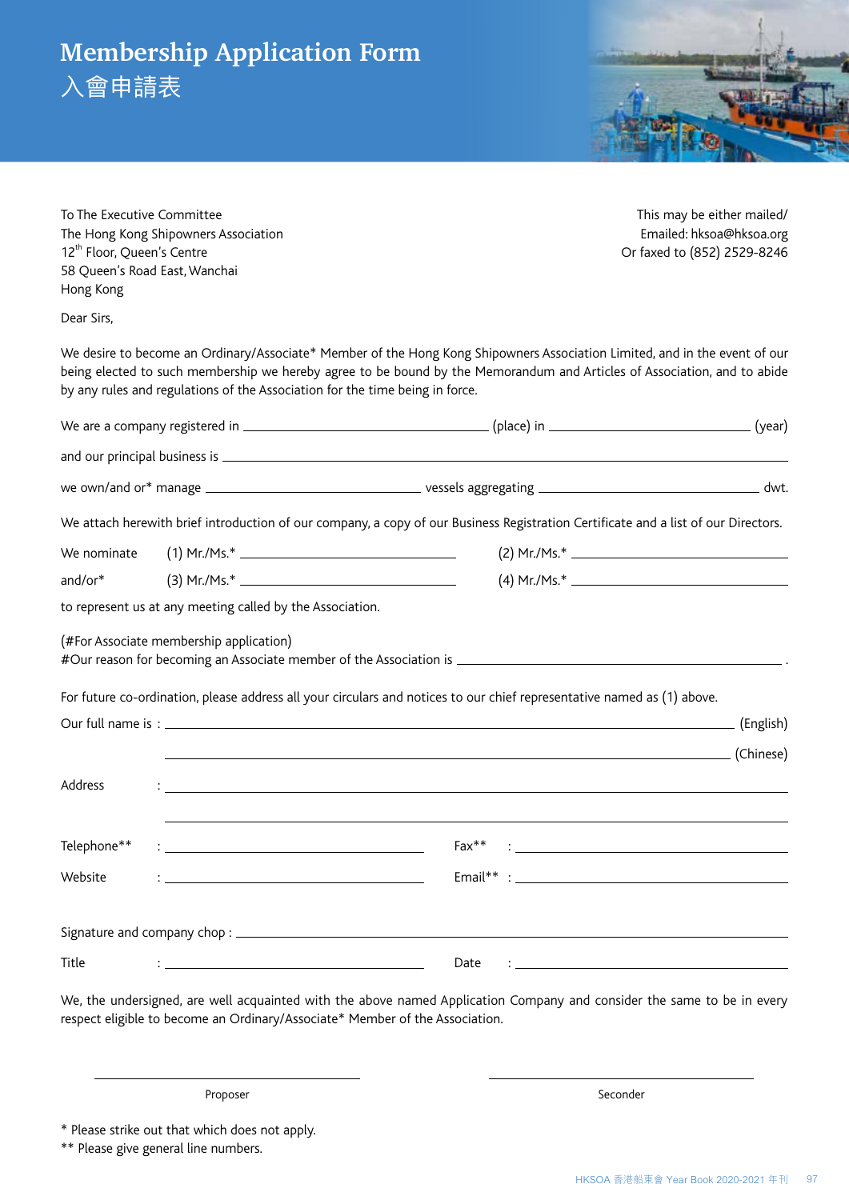# Membership Application Form
# 入會申請表

To The Executive Committee
The Hong Kong Shipowners Association
12th Floor, Queen's Centre
58 Queen's Road East, Wanchai
Hong Kong

This may be either mailed/
Emailed: hksoa@hksoa.org
Or faxed to (852) 2529-8246

Dear Sirs,

We desire to become an Ordinary/Associate* Member of the Hong Kong Shipowners Association Limited, and in the event of our being elected to such membership we hereby agree to be bound by the Memorandum and Articles of Association, and to abide by any rules and regulations of the Association for the time being in force.

We are a company registered in ______________________ (place) in ______________________ (year)

and our principal business is ____________________________________________

we own/and or* manage ______________________ vessels aggregating ______________________ dwt.

We attach herewith brief introduction of our company, a copy of our Business Registration Certificate and a list of our Directors.

We nominate (1) Mr./Ms.* ______________________ (2) Mr./Ms.* ______________________

and/or* (3) Mr./Ms.* ______________________ (4) Mr./Ms.* ______________________

to represent us at any meeting called by the Association.

(#For Associate membership application)
#Our reason for becoming an Associate member of the Association is ______________________ .

For future co-ordination, please address all your circulars and notices to our chief representative named as (1) above.

Our full name is : ____________________________________________ (English)

____________________________________________ (Chinese)

Address : ____________________________________________

____________________________________________

Telephone** : ______________________ Fax** : ______________________

Website : ______________________ Email** : ______________________

Signature and company chop : ____________________________________________

Title : ______________________ Date : ______________________

We, the undersigned, are well acquainted with the above named Application Company and consider the same to be in every respect eligible to become an Ordinary/Associate* Member of the Association.

______________________ ______________________
Proposer Seconder

\* Please strike out that which does not apply.
\*\* Please give general line numbers.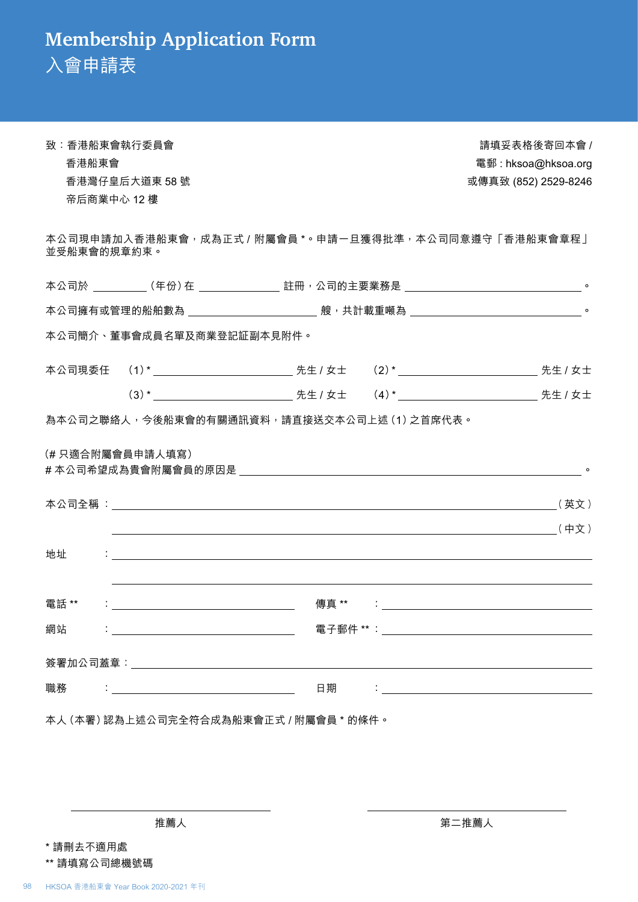# Membership Application Form
# 入會申請表

致：香港船東會執行委員會
香港船東會
香港灣仔皇后大道東 58 號
帝后商業中心 12 樓

請填妥表格後寄回本會 /
電郵 : hksoa@hksoa.org
或傳真致 (852) 2529-8246

本公司現申請加入香港船東會，成為正式 / 附屬會員 *。申請一旦獲得批准，本公司同意遵守「香港船東會章程」並受船東會的規章約束。

本公司於 __________ (年份) 在 ______________ 註冊，公司的主要業務是 ______________________________ 。

本公司擁有或管理的船舶數為 ______________________ 艘，共計載重噸為 ______________________________ 。

本公司簡介、董事會成員名單及商業登記証副本見附件。

本公司現委任 (1) * ______________________ 先生 / 女士 (2) * ______________________ 先生 / 女士

(3) * ______________________ 先生 / 女士 (4) * ______________________ 先生 / 女士

為本公司之聯絡人，今後船東會的有關通訊資料，請直接送交本公司上述 (1) 之首席代表。

(# 只適合附屬會員申請人填寫)
# 本公司希望成為貴會附屬會員的原因是 ______________________________________________ 。

本公司全稱 : ______________________________________________ ( 英文 )

______________________________________________ ( 中文 )

地址 : ______________________________________________

______________________________________________

電話 ** : ______________________ 傳真 ** : ______________________

網站 : ______________________ 電子郵件 ** : ______________________

簽署加公司蓋章 : ______________________________________________

職務 : ______________________ 日期 : ______________________

本人 (本署) 認為上述公司完全符合成為船東會正式 / 附屬會員 * 的條件。

______________________ ______________________
推薦人 第二推薦人

\* 請刪去不適用處
** 請填寫公司總機號碼